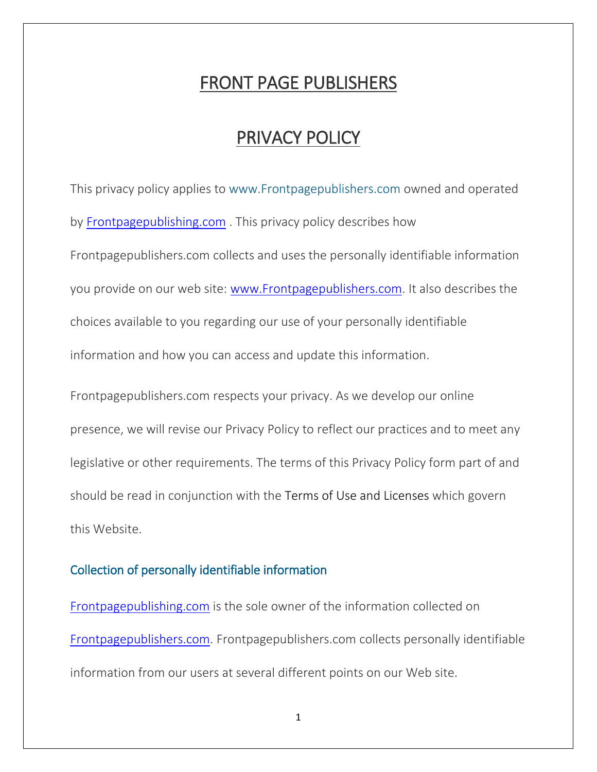# FRONT PAGE PUBLISHERS

# PRIVACY POLICY

This privacy policy applies to www.Frontpagepublishers.com owned and operated by Frontpagepublishing.com . This privacy policy describes how Frontpagepublishers.com collects and uses the personally identifiable information you provide on our web site: www.Frontpagepublishers.com. It also describes the choices available to you regarding our use of your personally identifiable information and how you can access and update this information.

Frontpagepublishers.com respects your privacy. As we develop our online presence, we will revise our Privacy Policy to reflect our practices and to meet any legislative or other requirements. The terms of this Privacy Policy form part of and should be read in conjunction with the Terms of Use and Licenses which govern this Website.

## Collection of personally identifiable information

Frontpagepublishing.com is the sole owner of the information collected on Frontpagepublishers.com. Frontpagepublishers.com collects personally identifiable information from our users at several different points on our Web site.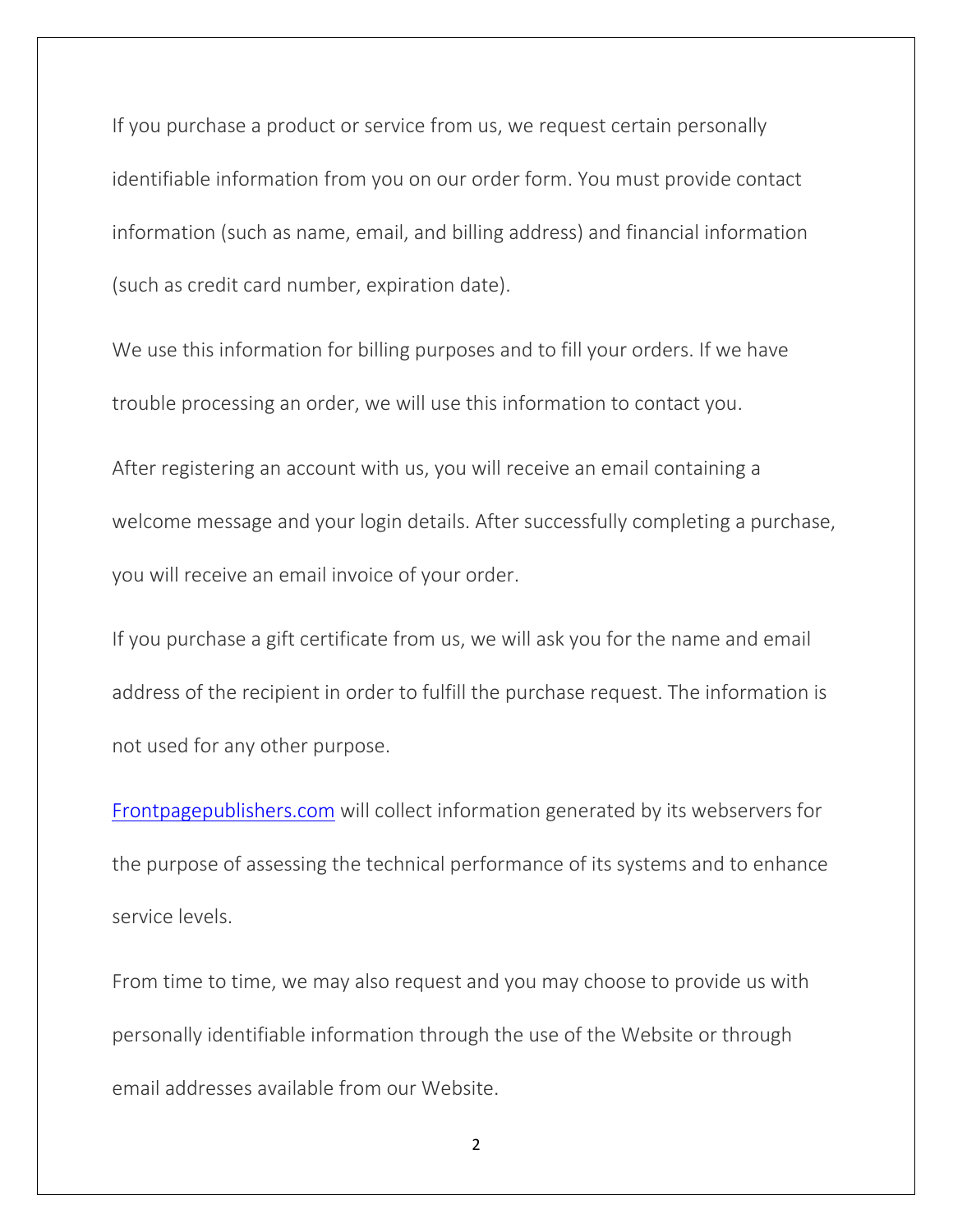If you purchase a product or service from us, we request certain personally identifiable information from you on our order form. You must provide contact information (such as name, email, and billing address) and financial information (such as credit card number, expiration date).

We use this information for billing purposes and to fill your orders. If we have trouble processing an order, we will use this information to contact you.

After registering an account with us, you will receive an email containing a welcome message and your login details. After successfully completing a purchase, you will receive an email invoice of your order.

If you purchase a gift certificate from us, we will ask you for the name and email address of the recipient in order to fulfill the purchase request. The information is not used for any other purpose.

Frontpagepublishers.com will collect information generated by its webservers for the purpose of assessing the technical performance of its systems and to enhance service levels.

From time to time, we may also request and you may choose to provide us with personally identifiable information through the use of the Website or through email addresses available from our Website.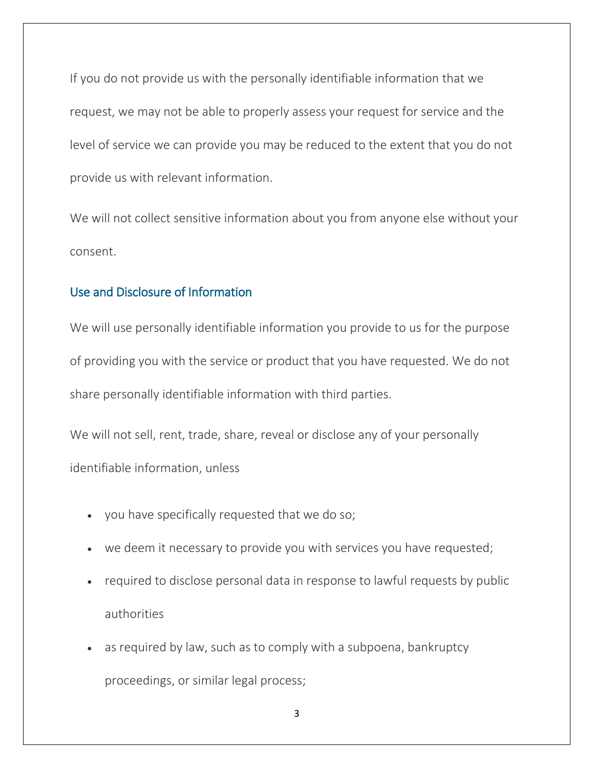If you do not provide us with the personally identifiable information that we request, we may not be able to properly assess your request for service and the level of service we can provide you may be reduced to the extent that you do not provide us with relevant information.

We will not collect sensitive information about you from anyone else without your consent.

## Use and Disclosure of Information

We will use personally identifiable information you provide to us for the purpose of providing you with the service or product that you have requested. We do not share personally identifiable information with third parties.

We will not sell, rent, trade, share, reveal or disclose any of your personally identifiable information, unless

- you have specifically requested that we do so;
- we deem it necessary to provide you with services you have requested;
- required to disclose personal data in response to lawful requests by public authorities
- as required by law, such as to comply with a subpoena, bankruptcy proceedings, or similar legal process;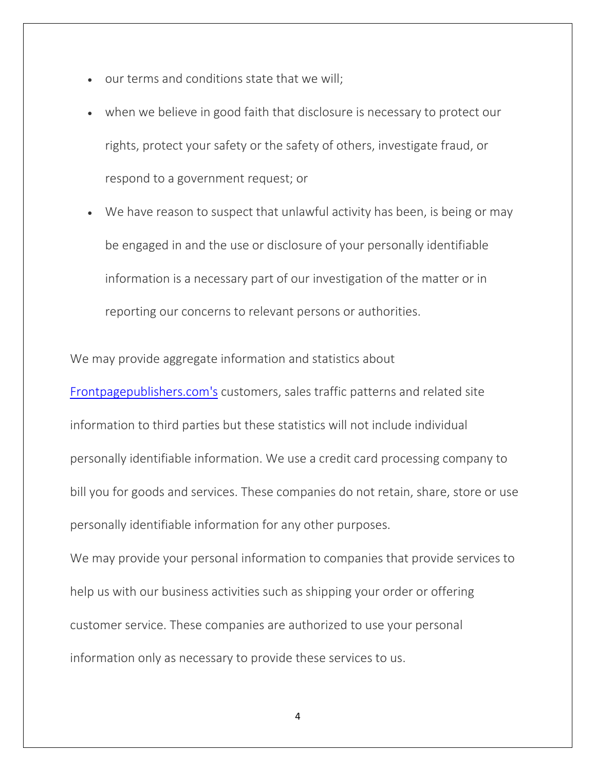- our terms and conditions state that we will;
- when we believe in good faith that disclosure is necessary to protect our rights, protect your safety or the safety of others, investigate fraud, or respond to a government request; or
- We have reason to suspect that unlawful activity has been, is being or may be engaged in and the use or disclosure of your personally identifiable information is a necessary part of our investigation of the matter or in reporting our concerns to relevant persons or authorities.

We may provide aggregate information and statistics about Frontpagepublishers.com's customers, sales traffic patterns and related site information to third parties but these statistics will not include individual personally identifiable information. We use a credit card processing company to bill you for goods and services. These companies do not retain, share, store or use personally identifiable information for any other purposes.

We may provide your personal information to companies that provide services to help us with our business activities such as shipping your order or offering customer service. These companies are authorized to use your personal information only as necessary to provide these services to us.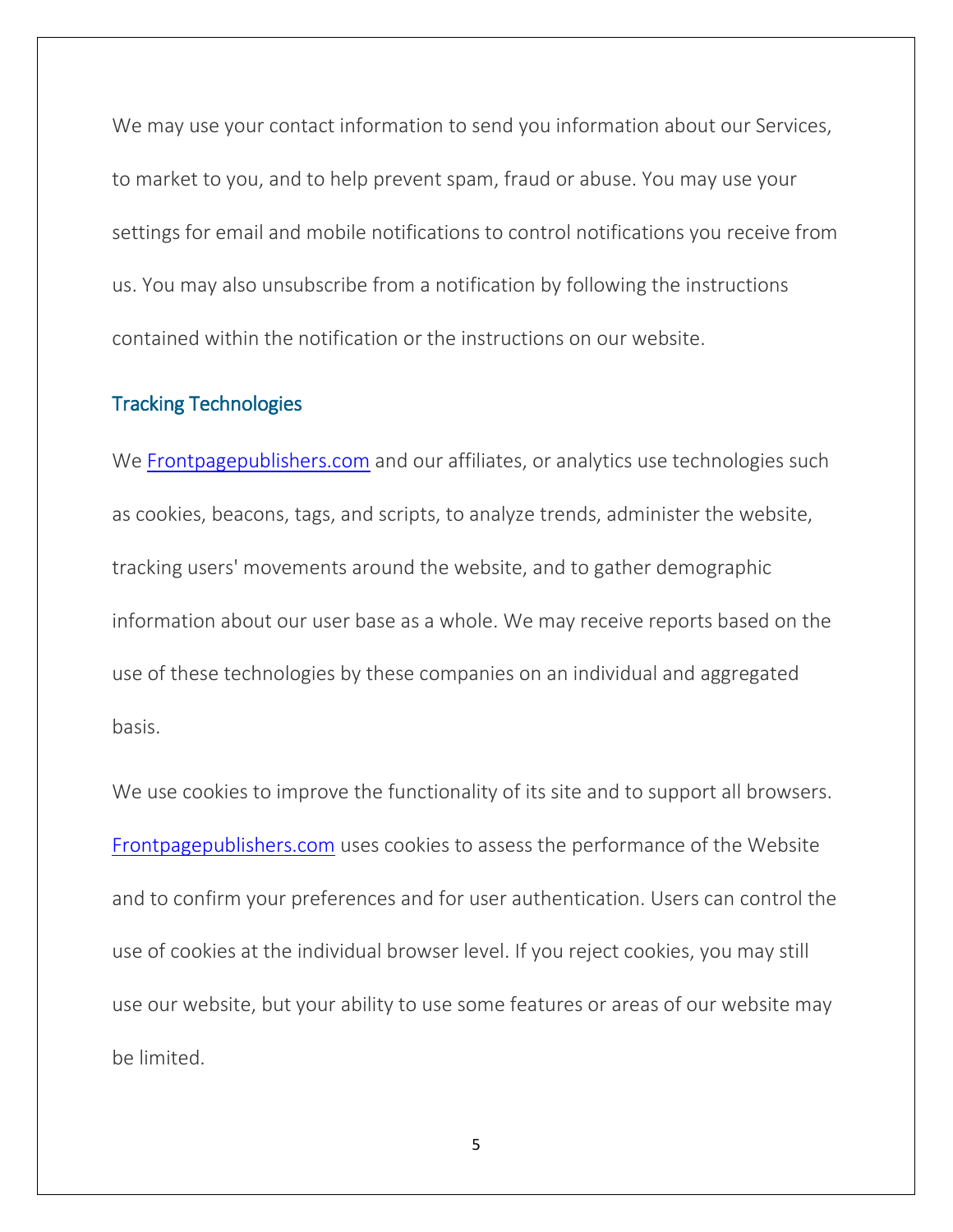We may use your contact information to send you information about our Services, to market to you, and to help prevent spam, fraud or abuse. You may use your settings for email and mobile notifications to control notifications you receive from us. You may also unsubscribe from a notification by following the instructions contained within the notification or the instructions on our website.

## Tracking Technologies

We Frontpagepublishers.com and our affiliates, or analytics use technologies such as cookies, beacons, tags, and scripts, to analyze trends, administer the website, tracking users' movements around the website, and to gather demographic information about our user base as a whole. We may receive reports based on the use of these technologies by these companies on an individual and aggregated basis.

We use cookies to improve the functionality of its site and to support all browsers. Frontpagepublishers.com uses cookies to assess the performance of the Website and to confirm your preferences and for user authentication. Users can control the use of cookies at the individual browser level. If you reject cookies, you may still use our website, but your ability to use some features or areas of our website may be limited.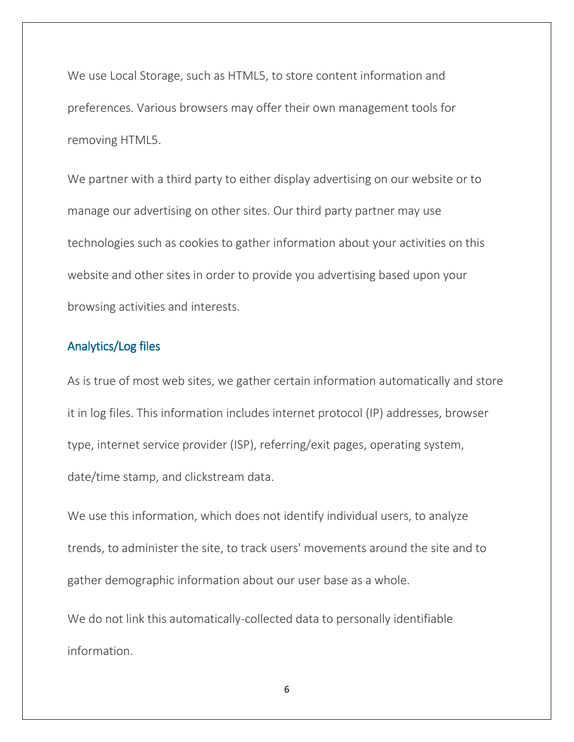We use Local Storage, such as HTML5, to store content information and preferences. Various browsers may offer their own management tools for removing HTML5.

We partner with a third party to either display advertising on our website or to manage our advertising on other sites. Our third party partner may use technologies such as cookies to gather information about your activities on this website and other sites in order to provide you advertising based upon your browsing activities and interests.

## Analytics/Log files

As is true of most web sites, we gather certain information automatically and store it in log files. This information includes internet protocol (IP) addresses, browser type, internet service provider (ISP), referring/exit pages, operating system, date/time stamp, and clickstream data.

We use this information, which does not identify individual users, to analyze trends, to administer the site, to track users' movements around the site and to gather demographic information about our user base as a whole.

We do not link this automatically-collected data to personally identifiable information.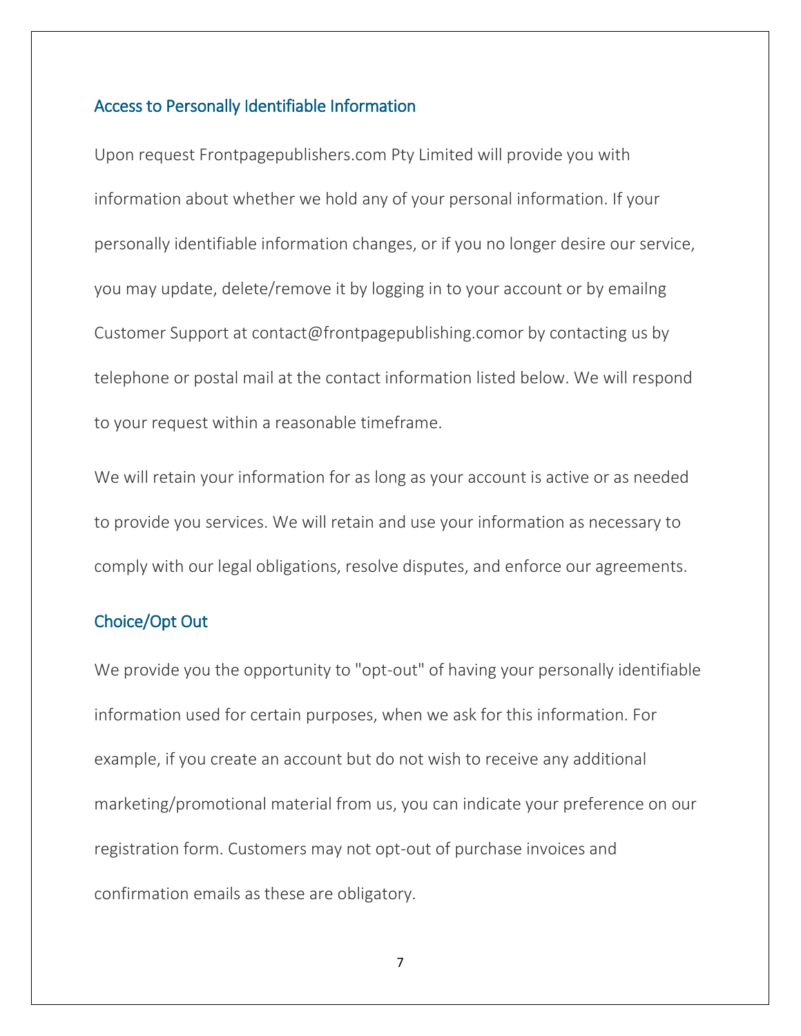## Access to Personally Identifiable Information

Upon request Frontpagepublishers.com Pty Limited will provide you with information about whether we hold any of your personal information. If your personally identifiable information changes, or if you no longer desire our service, you may update, delete/remove it by logging in to your account or by emailng Customer Support at contact@frontpagepublishing.comor by contacting us by telephone or postal mail at the contact information listed below. We will respond to your request within a reasonable timeframe.

We will retain your information for as long as your account is active or as needed to provide you services. We will retain and use your information as necessary to comply with our legal obligations, resolve disputes, and enforce our agreements.

## Choice/Opt Out

We provide you the opportunity to "opt-out" of having your personally identifiable information used for certain purposes, when we ask for this information. For example, if you create an account but do not wish to receive any additional marketing/promotional material from us, you can indicate your preference on our registration form. Customers may not opt-out of purchase invoices and confirmation emails as these are obligatory.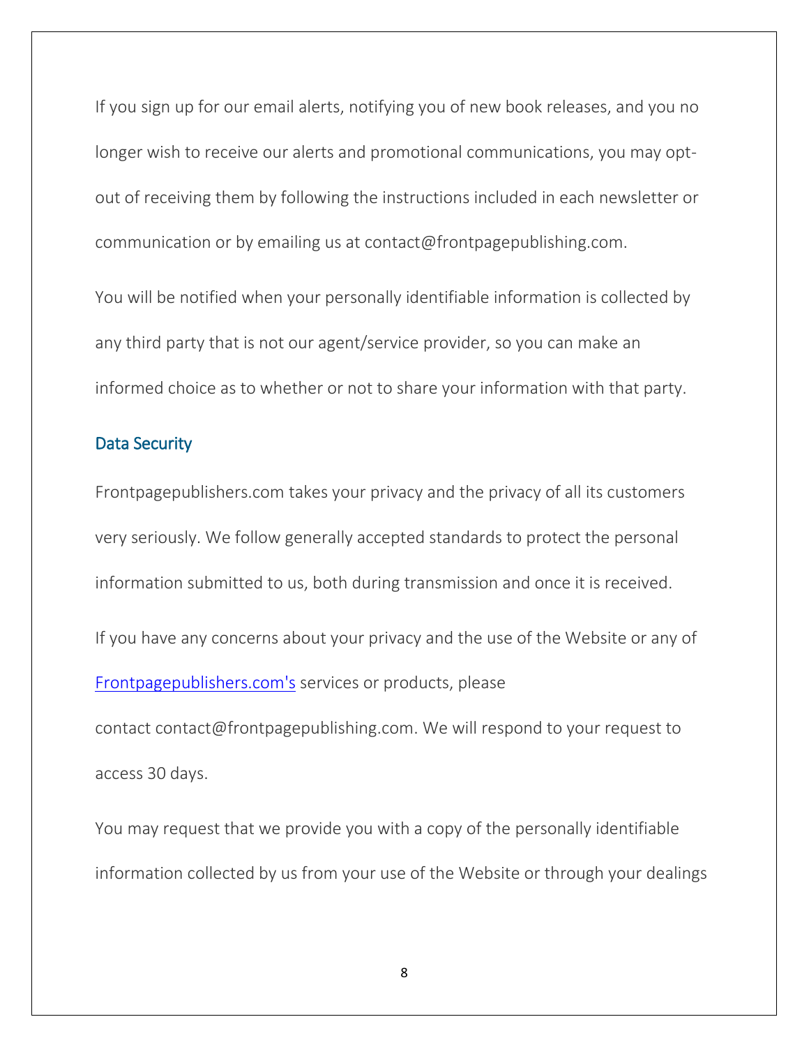If you sign up for our email alerts, notifying you of new book releases, and you no longer wish to receive our alerts and promotional communications, you may opt-out of receiving them by following the instructions included in each newsletter or communication or by emailing us at contact@frontpagepublishing.com.

You will be notified when your personally identifiable information is collected by any third party that is not our agent/service provider, so you can make an informed choice as to whether or not to share your information with that party.

## Data Security

Frontpagepublishers.com takes your privacy and the privacy of all its customers very seriously. We follow generally accepted standards to protect the personal information submitted to us, both during transmission and once it is received.

If you have any concerns about your privacy and the use of the Website or any of Frontpagepublishers.com's services or products, please contact contact@frontpagepublishing.com. We will respond to your request to access 30 days.

You may request that we provide you with a copy of the personally identifiable information collected by us from your use of the Website or through your dealings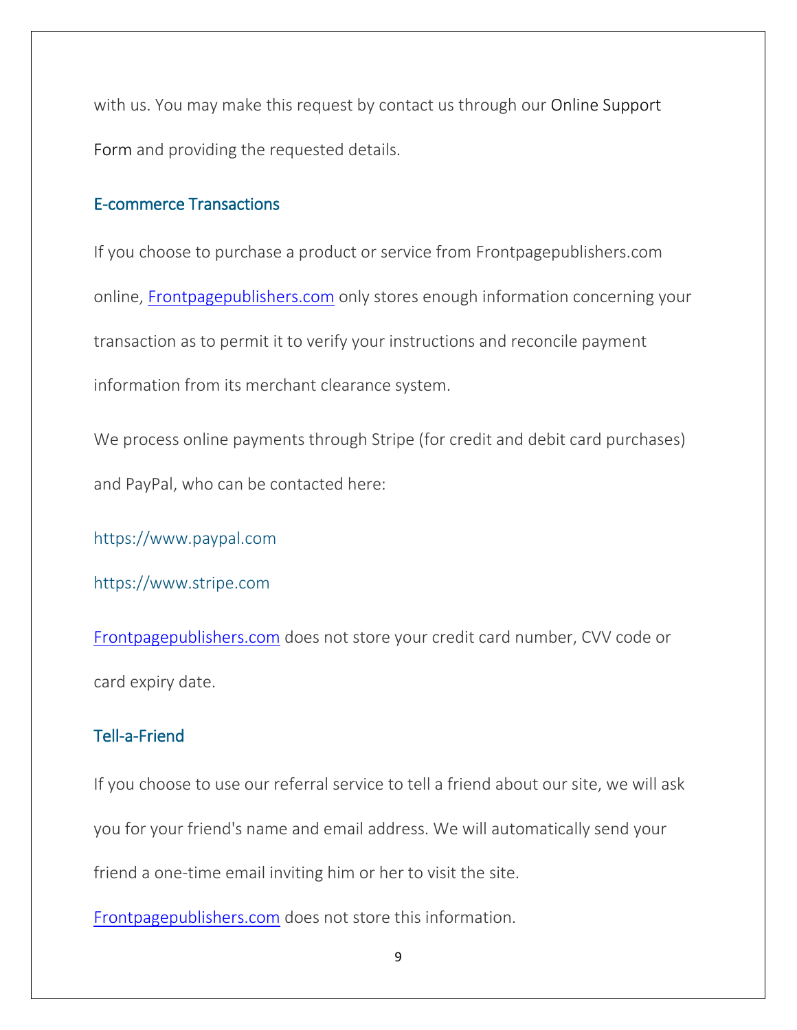with us. You may make this request by contact us through our Online Support Form and providing the requested details.

## E-commerce Transactions

If you choose to purchase a product or service from Frontpagepublishers.com online, Frontpagepublishers.com only stores enough information concerning your transaction as to permit it to verify your instructions and reconcile payment information from its merchant clearance system.

We process online payments through Stripe (for credit and debit card purchases) and PayPal, who can be contacted here:

https://www.paypal.com

https://www.stripe.com

Frontpagepublishers.com does not store your credit card number, CVV code or card expiry date.

## Tell-a-Friend

If you choose to use our referral service to tell a friend about our site, we will ask you for your friend's name and email address. We will automatically send your friend a one-time email inviting him or her to visit the site.

Frontpagepublishers.com does not store this information.